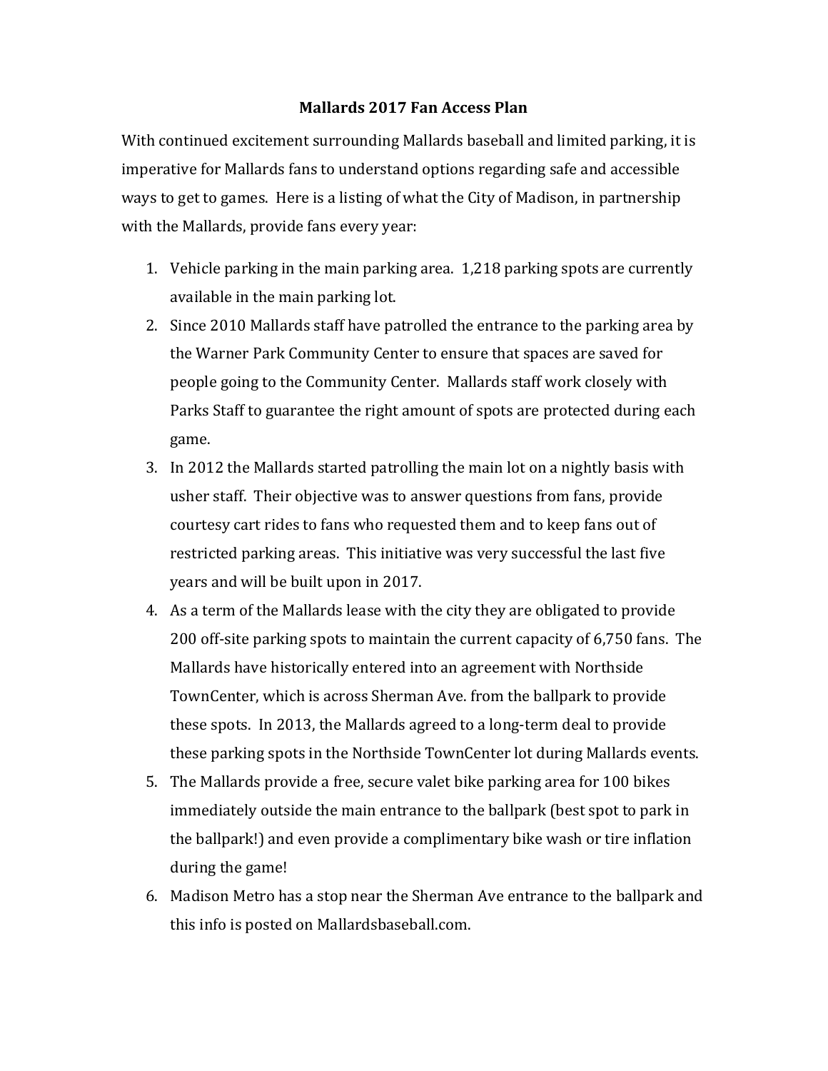# Mallards 2017 Fan Access Plan

With continued excitement surrounding Mallards baseball and limited parking, it is imperative for Mallards fans to understand options regarding safe and accessible ways to get to games. Here is a listing of what the City of Madison, in partnership with the Mallards, provide fans every year:

1. Vehicle parking in the main parking area. 1,218 parking spots are currently available in the main parking lot.
2. Since 2010 Mallards staff have patrolled the entrance to the parking area by the Warner Park Community Center to ensure that spaces are saved for people going to the Community Center. Mallards staff work closely with Parks Staff to guarantee the right amount of spots are protected during each game.
3. In 2012 the Mallards started patrolling the main lot on a nightly basis with usher staff. Their objective was to answer questions from fans, provide courtesy cart rides to fans who requested them and to keep fans out of restricted parking areas. This initiative was very successful the last five years and will be built upon in 2017.
4. As a term of the Mallards lease with the city they are obligated to provide 200 off-site parking spots to maintain the current capacity of 6,750 fans. The Mallards have historically entered into an agreement with Northside TownCenter, which is across Sherman Ave. from the ballpark to provide these spots. In 2013, the Mallards agreed to a long-term deal to provide these parking spots in the Northside TownCenter lot during Mallards events.
5. The Mallards provide a free, secure valet bike parking area for 100 bikes immediately outside the main entrance to the ballpark (best spot to park in the ballpark!) and even provide a complimentary bike wash or tire inflation during the game!
6. Madison Metro has a stop near the Sherman Ave entrance to the ballpark and this info is posted on Mallardsbaseball.com.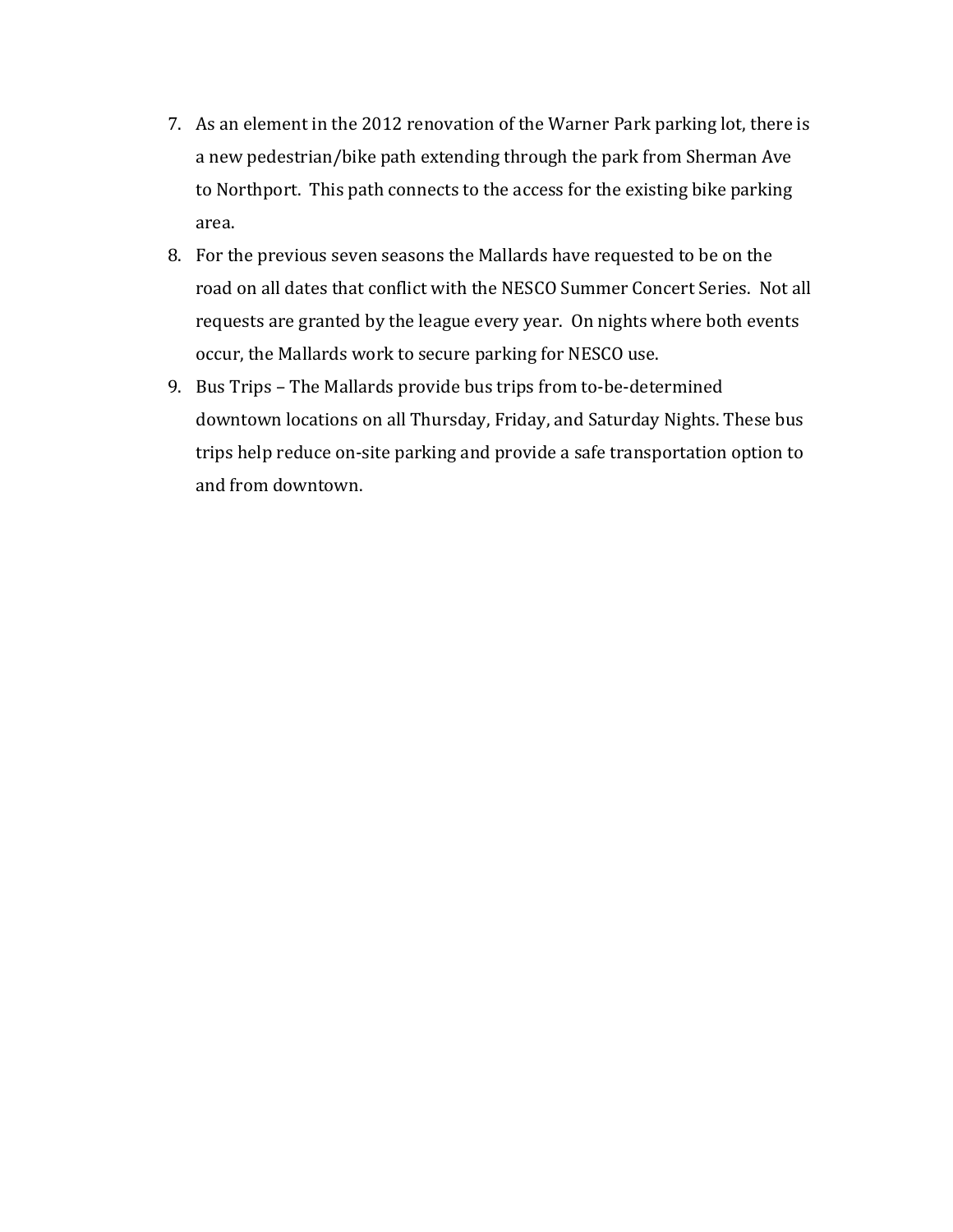7. As an element in the 2012 renovation of the Warner Park parking lot, there is a new pedestrian/bike path extending through the park from Sherman Ave to Northport. This path connects to the access for the existing bike parking area.
8. For the previous seven seasons the Mallards have requested to be on the road on all dates that conflict with the NESCO Summer Concert Series. Not all requests are granted by the league every year. On nights where both events occur, the Mallards work to secure parking for NESCO use.
9. Bus Trips – The Mallards provide bus trips from to-be-determined downtown locations on all Thursday, Friday, and Saturday Nights. These bus trips help reduce on-site parking and provide a safe transportation option to and from downtown.